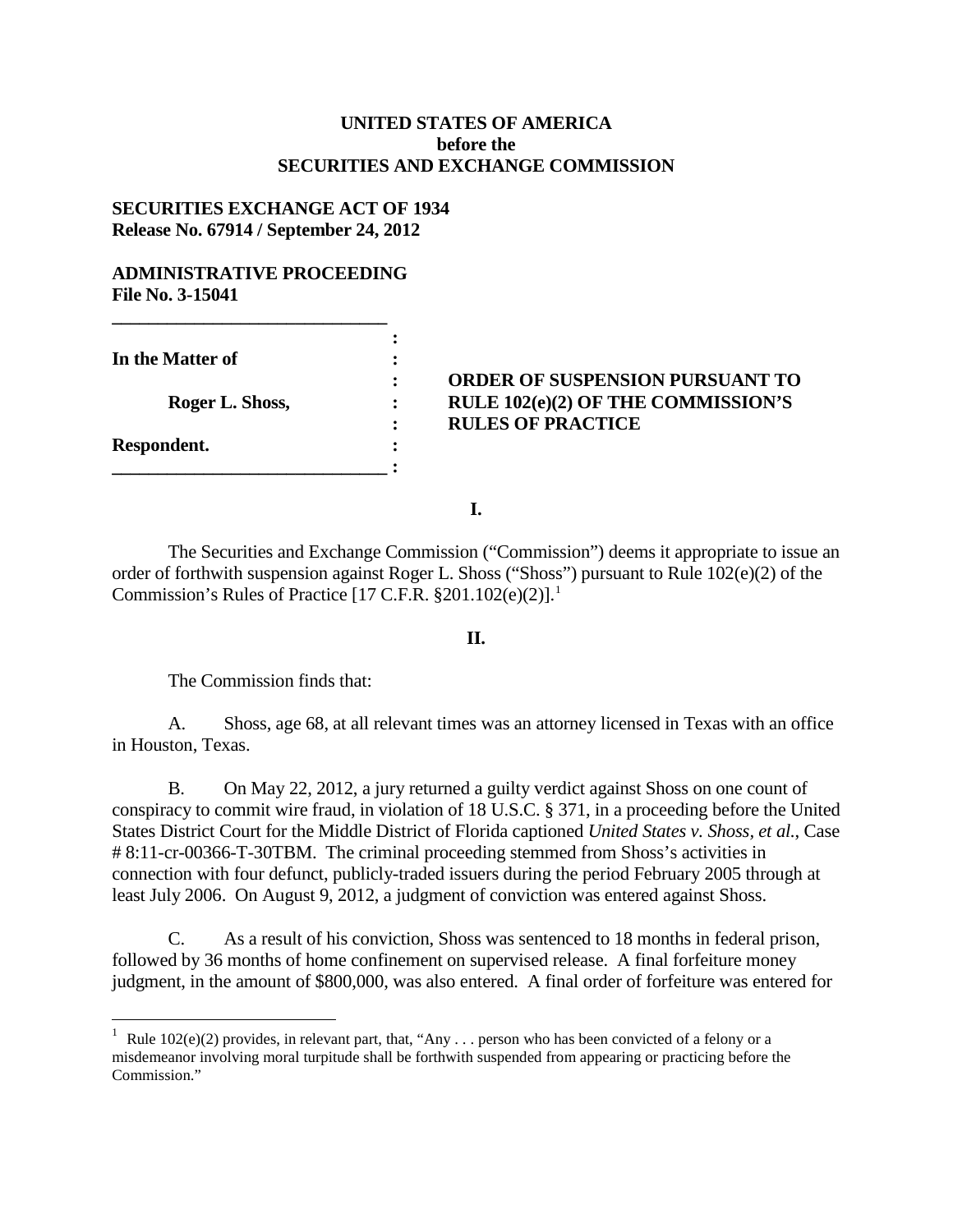**UNITED STATES OF AMERICA**
**before the**
**SECURITIES AND EXCHANGE COMMISSION**

**SECURITIES EXCHANGE ACT OF 1934**
**Release No. 67914 / September 24, 2012**

**ADMINISTRATIVE PROCEEDING**
**File No. 3-15041**

| | |
|---|---|
| **In the Matter of**<br><br>**Roger L. Shoss,**<br><br>**Respondent.** | **ORDER OF SUSPENSION PURSUANT TO RULE 102(e)(2) OF THE COMMISSION'S RULES OF PRACTICE** |

**I.**

The Securities and Exchange Commission ("Commission") deems it appropriate to issue an order of forthwith suspension against Roger L. Shoss ("Shoss") pursuant to Rule 102(e)(2) of the Commission's Rules of Practice [17 C.F.R. §201.102(e)(2)].[1]

**II.**

The Commission finds that:

A. Shoss, age 68, at all relevant times was an attorney licensed in Texas with an office in Houston, Texas.

B. On May 22, 2012, a jury returned a guilty verdict against Shoss on one count of conspiracy to commit wire fraud, in violation of 18 U.S.C. § 371, in a proceeding before the United States District Court for the Middle District of Florida captioned *United States v. Shoss, et al.*, Case # 8:11-cr-00366-T-30TBM. The criminal proceeding stemmed from Shoss's activities in connection with four defunct, publicly-traded issuers during the period February 2005 through at least July 2006. On August 9, 2012, a judgment of conviction was entered against Shoss.

C. As a result of his conviction, Shoss was sentenced to 18 months in federal prison, followed by 36 months of home confinement on supervised release. A final forfeiture money judgment, in the amount of $800,000, was also entered. A final order of forfeiture was entered for

[1] Rule 102(e)(2) provides, in relevant part, that, "Any . . . person who has been convicted of a felony or a misdemeanor involving moral turpitude shall be forthwith suspended from appearing or practicing before the Commission."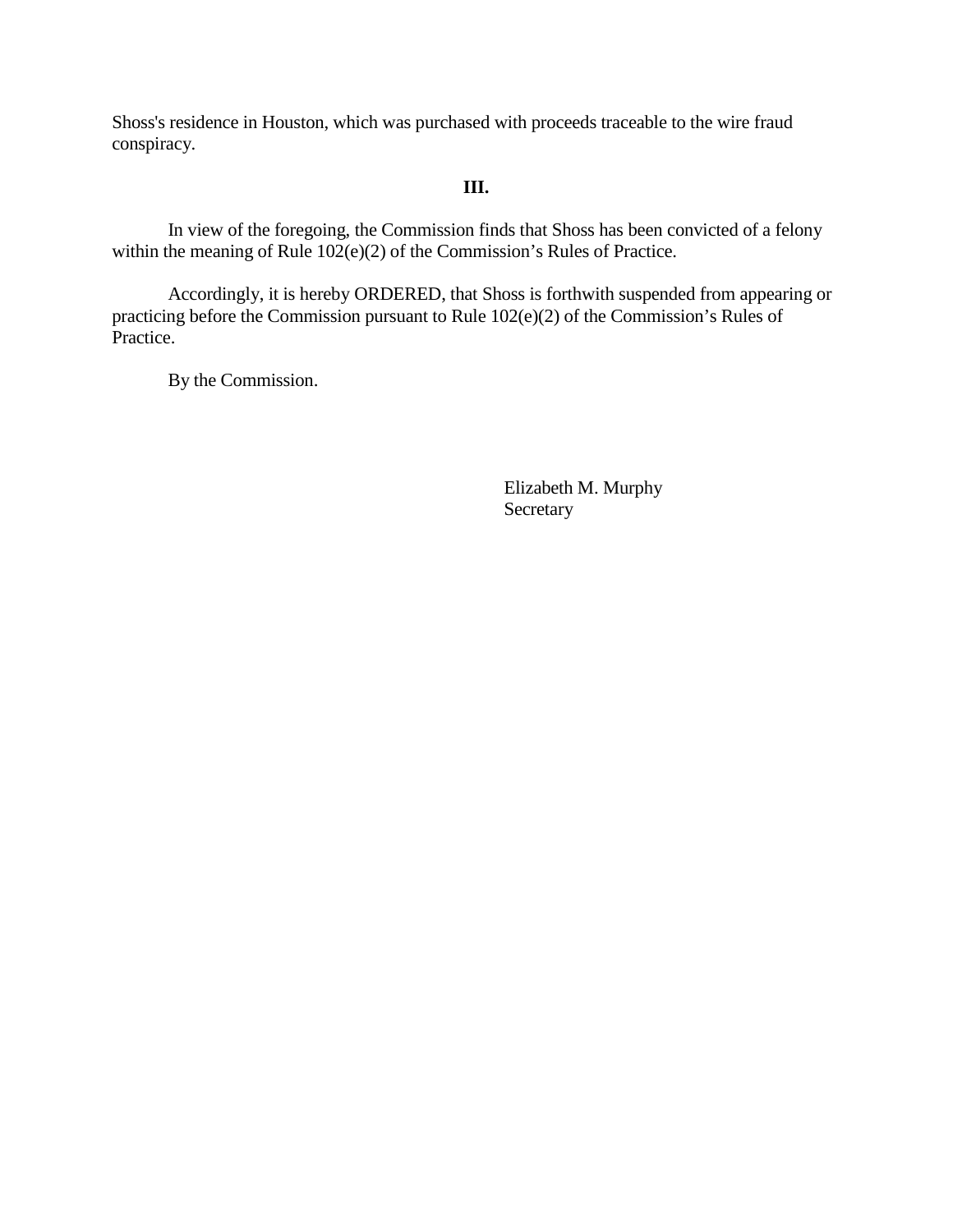Shoss's residence in Houston, which was purchased with proceeds traceable to the wire fraud conspiracy.

**III.**

In view of the foregoing, the Commission finds that Shoss has been convicted of a felony within the meaning of Rule 102(e)(2) of the Commission's Rules of Practice.

Accordingly, it is hereby ORDERED, that Shoss is forthwith suspended from appearing or practicing before the Commission pursuant to Rule 102(e)(2) of the Commission's Rules of Practice.

By the Commission.

Elizabeth M. Murphy  
Secretary